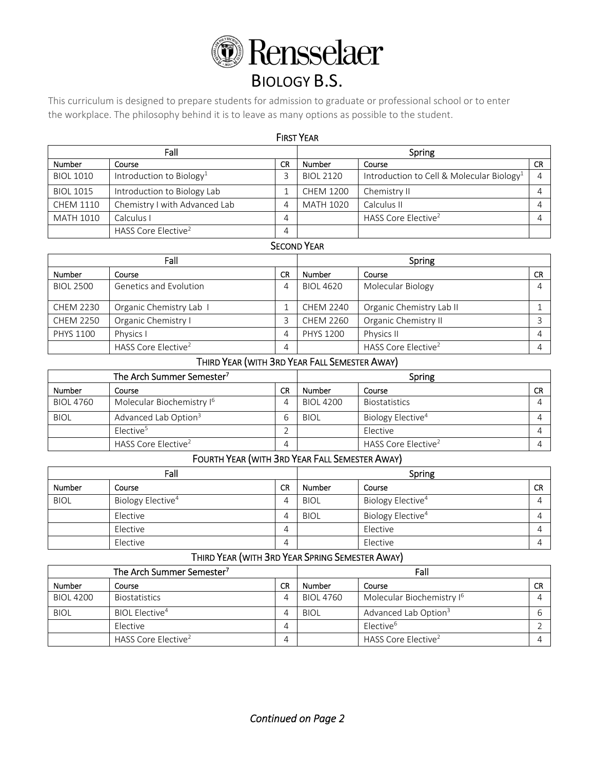# Rensselaer

## BIOLOGY B.S.

This curriculum is designed to prepare students for admission to graduate or professional school or to enter the workplace. The philosophy behind it is to leave as many options as possible to the student.

### FIRST YEAR

| Fall | | | Spring | | |
|---|---|---|---|---|---|
| Number | Course | CR | Number | Course | CR |
| BIOL 1010 | Introduction to Biology[1] | 3 | BIOL 2120 | Introduction to Cell & Molecular Biology[1] | 4 |
| BIOL 1015 | Introduction to Biology Lab | 1 | CHEM 1200 | Chemistry II | 4 |
| CHEM 1110 | Chemistry I with Advanced Lab | 4 | MATH 1020 | Calculus II | 4 |
| MATH 1010 | Calculus I | 4 | | HASS Core Elective[2] | 4 |
| | HASS Core Elective[2] | 4 | | | |

### SECOND YEAR

| Fall | | | Spring | | |
|---|---|---|---|---|---|
| Number | Course | CR | Number | Course | CR |
| BIOL 2500 | Genetics and Evolution | 4 | BIOL 4620 | Molecular Biology | 4 |
| CHEM 2230 | Organic Chemistry Lab I | 1 | CHEM 2240 | Organic Chemistry Lab II | 1 |
| CHEM 2250 | Organic Chemistry I | 3 | CHEM 2260 | Organic Chemistry II | 3 |
| PHYS 1100 | Physics I | 4 | PHYS 1200 | Physics II | 4 |
| | HASS Core Elective[2] | 4 | | HASS Core Elective[2] | 4 |

### THIRD YEAR (WITH 3RD YEAR FALL SEMESTER AWAY)

| The Arch Summer Semester[7] | | | Spring | | |
|---|---|---|---|---|---|
| Number | Course | CR | Number | Course | CR |
| BIOL 4760 | Molecular Biochemistry I[6] | 4 | BIOL 4200 | Biostatistics | 4 |
| BIOL | Advanced Lab Option[3] | 6 | BIOL | Biology Elective[4] | 4 |
| | Elective[5] | 2 | | Elective | 4 |
| | HASS Core Elective[2] | 4 | | HASS Core Elective[2] | 4 |

### FOURTH YEAR (WITH 3RD YEAR FALL SEMESTER AWAY)

| Fall | | | Spring | | |
|---|---|---|---|---|---|
| Number | Course | CR | Number | Course | CR |
| BIOL | Biology Elective[4] | 4 | BIOL | Biology Elective[4] | 4 |
| | Elective | 4 | BIOL | Biology Elective[4] | 4 |
| | Elective | 4 | | Elective | 4 |
| | Elective | 4 | | Elective | 4 |

### THIRD YEAR (WITH 3RD YEAR SPRING SEMESTER AWAY)

| The Arch Summer Semester[7] | | | Fall | | |
|---|---|---|---|---|---|
| Number | Course | CR | Number | Course | CR |
| BIOL 4200 | Biostatistics | 4 | BIOL 4760 | Molecular Biochemistry I[6] | 4 |
| BIOL | BIOL Elective[4] | 4 | BIOL | Advanced Lab Option[3] | 6 |
| | Elective | 4 | | Elective[6] | 2 |
| | HASS Core Elective[2] | 4 | | HASS Core Elective[2] | 4 |

*Continued on Page 2*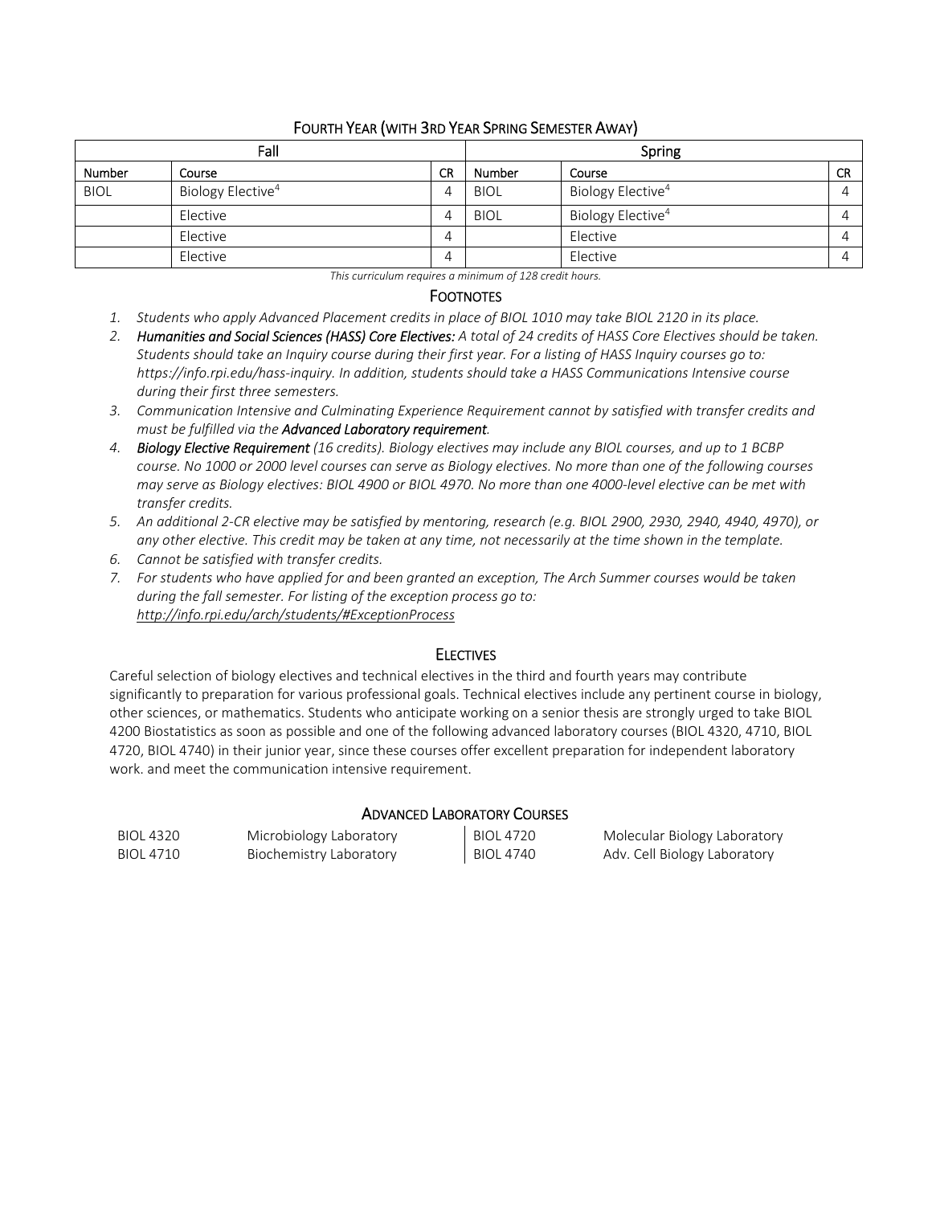## Fourth Year (with 3rd Year Spring Semester Away)

| Fall | | | Spring | | |
|---|---|---|---|---|---|
| Number | Course | CR | Number | Course | CR |
| BIOL | Biology Elective[4] | 4 | BIOL | Biology Elective[4] | 4 |
| | Elective | 4 | BIOL | Biology Elective[4] | 4 |
| | Elective | 4 | | Elective | 4 |
| | Elective | 4 | | Elective | 4 |

*This curriculum requires a minimum of 128 credit hours.*

## Footnotes

1. *Students who apply Advanced Placement credits in place of BIOL 1010 may take BIOL 2120 in its place.*
2. ***Humanities and Social Sciences (HASS) Core Electives:*** *A total of 24 credits of HASS Core Electives should be taken. Students should take an Inquiry course during their first year. For a listing of HASS Inquiry courses go to: https://info.rpi.edu/hass-inquiry. In addition, students should take a HASS Communications Intensive course during their first three semesters.*
3. *Communication Intensive and Culminating Experience Requirement cannot by satisfied with transfer credits and must be fulfilled via the **Advanced Laboratory requirement**.*
4. ***Biology Elective Requirement*** *(16 credits). Biology electives may include any BIOL courses, and up to 1 BCBP course. No 1000 or 2000 level courses can serve as Biology electives. No more than one of the following courses may serve as Biology electives: BIOL 4900 or BIOL 4970. No more than one 4000-level elective can be met with transfer credits.*
5. *An additional 2-CR elective may be satisfied by mentoring, research (e.g. BIOL 2900, 2930, 2940, 4940, 4970), or any other elective. This credit may be taken at any time, not necessarily at the time shown in the template.*
6. *Cannot be satisfied with transfer credits.*
7. *For students who have applied for and been granted an exception, The Arch Summer courses would be taken during the fall semester. For listing of the exception process go to: http://info.rpi.edu/arch/students/#ExceptionProcess*

## Electives

Careful selection of biology electives and technical electives in the third and fourth years may contribute significantly to preparation for various professional goals. Technical electives include any pertinent course in biology, other sciences, or mathematics. Students who anticipate working on a senior thesis are strongly urged to take BIOL 4200 Biostatistics as soon as possible and one of the following advanced laboratory courses (BIOL 4320, 4710, BIOL 4720, BIOL 4740) in their junior year, since these courses offer excellent preparation for independent laboratory work. and meet the communication intensive requirement.

## Advanced Laboratory Courses

| | | | |
|---|---|---|---|
| BIOL 4320 | Microbiology Laboratory | BIOL 4720 | Molecular Biology Laboratory |
| BIOL 4710 | Biochemistry Laboratory | BIOL 4740 | Adv. Cell Biology Laboratory |